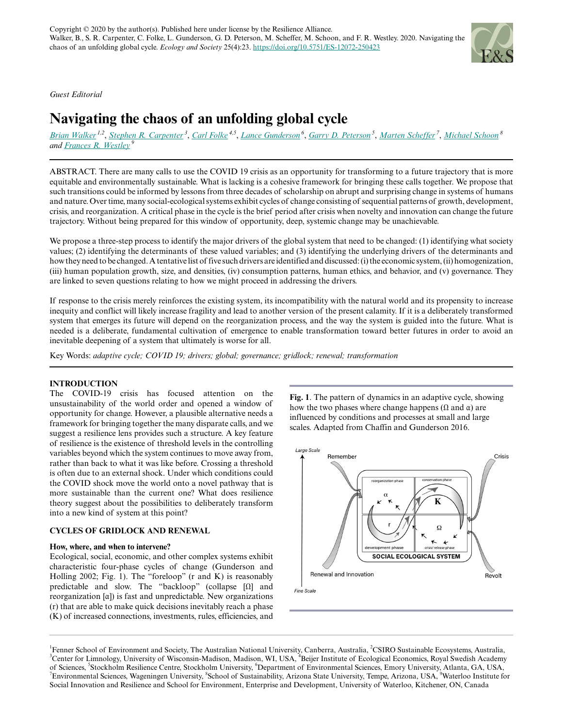Copyright © 2020 by the author(s). Published here under license by the Resilience Alliance.
Walker, B., S. R. Carpenter, C. Folke, L. Gunderson, G. D. Peterson, M. Scheffer, M. Schoon, and F. R. Westley. 2020. Navigating the chaos of an unfolding global cycle. *Ecology and Society* 25(4):23. https://doi.org/10.5751/ES-12072-250423

*Guest Editorial*

# Navigating the chaos of an unfolding global cycle

*Brian Walker* [1,2], *Stephen R. Carpenter* [3], *Carl Folke* [4,5], *Lance Gunderson* [6], *Garry D. Peterson* [5], *Marten Scheffer* [7], *Michael Schoon* [8] and *Frances R. Westley* [9]

ABSTRACT. There are many calls to use the COVID 19 crisis as an opportunity for transforming to a future trajectory that is more equitable and environmentally sustainable. What is lacking is a cohesive framework for bringing these calls together. We propose that such transitions could be informed by lessons from three decades of scholarship on abrupt and surprising change in systems of humans and nature. Over time, many social-ecological systems exhibit cycles of change consisting of sequential patterns of growth, development, crisis, and reorganization. A critical phase in the cycle is the brief period after crisis when novelty and innovation can change the future trajectory. Without being prepared for this window of opportunity, deep, systemic change may be unachievable.

We propose a three-step process to identify the major drivers of the global system that need to be changed: (1) identifying what society values; (2) identifying the determinants of these valued variables; and (3) identifying the underlying drivers of the determinants and how they need to be changed. A tentative list of five such drivers are identified and discussed: (i) the economic system, (ii) homogenization, (iii) human population growth, size, and densities, (iv) consumption patterns, human ethics, and behavior, and (v) governance. They are linked to seven questions relating to how we might proceed in addressing the drivers.

If response to the crisis merely reinforces the existing system, its incompatibility with the natural world and its propensity to increase inequity and conflict will likely increase fragility and lead to another version of the present calamity. If it is a deliberately transformed system that emerges its future will depend on the reorganization process, and the way the system is guided into the future. What is needed is a deliberate, fundamental cultivation of emergence to enable transformation toward better futures in order to avoid an inevitable deepening of a system that ultimately is worse for all.

Key Words: *adaptive cycle; COVID 19; drivers; global; governance; gridlock; renewal; transformation*

## INTRODUCTION

The COVID-19 crisis has focused attention on the unsustainability of the world order and opened a window of opportunity for change. However, a plausible alternative needs a framework for bringing together the many disparate calls, and we suggest a resilience lens provides such a structure. A key feature of resilience is the existence of threshold levels in the controlling variables beyond which the system continues to move away from, rather than back to what it was like before. Crossing a threshold is often due to an external shock. Under which conditions could the COVID shock move the world onto a novel pathway that is more sustainable than the current one? What does resilience theory suggest about the possibilities to deliberately transform into a new kind of system at this point?

## CYCLES OF GRIDLOCK AND RENEWAL

### How, where, and when to intervene?

Ecological, social, economic, and other complex systems exhibit characteristic four-phase cycles of change (Gunderson and Holling 2002; Fig. 1). The "foreloop" (r and K) is reasonably predictable and slow. The "backloop" (collapse [Ω] and reorganization [α]) is fast and unpredictable. New organizations (r) that are able to make quick decisions inevitably reach a phase (K) of increased connections, investments, rules, efficiencies, and

**Fig. 1**. The pattern of dynamics in an adaptive cycle, showing how the two phases where change happens (Ω and α) are influenced by conditions and processes at small and large scales. Adapted from Chaffin and Gunderson 2016.

[1]Fenner School of Environment and Society, The Australian National University, Canberra, Australia, [2]CSIRO Sustainable Ecosystems, Australia, [3]Center for Limnology, University of Wisconsin-Madison, Madison, WI, USA, [4]Beijer Institute of Ecological Economics, Royal Swedish Academy of Sciences, [5]Stockholm Resilience Centre, Stockholm University, [6]Department of Environmental Sciences, Emory University, Atlanta, GA, USA, [7]Environmental Sciences, Wageningen University, [8]School of Sustainability, Arizona State University, Tempe, Arizona, USA, [9]Waterloo Institute for Social Innovation and Resilience and School for Environment, Enterprise and Development, University of Waterloo, Kitchener, ON, Canada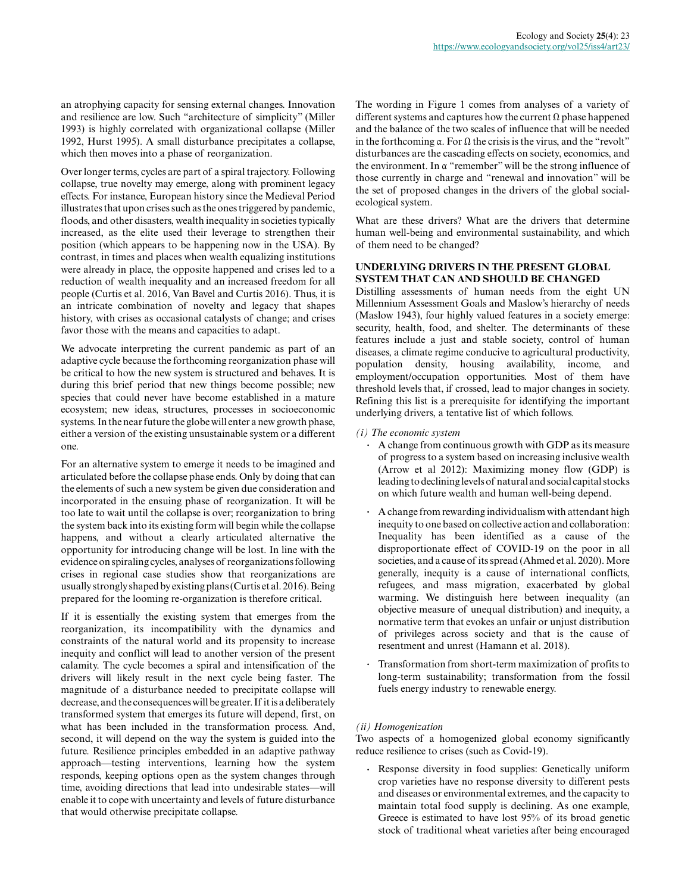an atrophying capacity for sensing external changes. Innovation and resilience are low. Such "architecture of simplicity" (Miller 1993) is highly correlated with organizational collapse (Miller 1992, Hurst 1995). A small disturbance precipitates a collapse, which then moves into a phase of reorganization.

Over longer terms, cycles are part of a spiral trajectory. Following collapse, true novelty may emerge, along with prominent legacy effects. For instance, European history since the Medieval Period illustrates that upon crises such as the ones triggered by pandemic, floods, and other disasters, wealth inequality in societies typically increased, as the elite used their leverage to strengthen their position (which appears to be happening now in the USA). By contrast, in times and places when wealth equalizing institutions were already in place, the opposite happened and crises led to a reduction of wealth inequality and an increased freedom for all people (Curtis et al. 2016, Van Bavel and Curtis 2016). Thus, it is an intricate combination of novelty and legacy that shapes history, with crises as occasional catalysts of change; and crises favor those with the means and capacities to adapt.

We advocate interpreting the current pandemic as part of an adaptive cycle because the forthcoming reorganization phase will be critical to how the new system is structured and behaves. It is during this brief period that new things become possible; new species that could never have become established in a mature ecosystem; new ideas, structures, processes in socioeconomic systems. In the near future the globe will enter a new growth phase, either a version of the existing unsustainable system or a different one.

For an alternative system to emerge it needs to be imagined and articulated before the collapse phase ends. Only by doing that can the elements of such a new system be given due consideration and incorporated in the ensuing phase of reorganization. It will be too late to wait until the collapse is over; reorganization to bring the system back into its existing form will begin while the collapse happens, and without a clearly articulated alternative the opportunity for introducing change will be lost. In line with the evidence on spiraling cycles, analyses of reorganizations following crises in regional case studies show that reorganizations are usually strongly shaped by existing plans (Curtis et al. 2016). Being prepared for the looming re-organization is therefore critical.

If it is essentially the existing system that emerges from the reorganization, its incompatibility with the dynamics and constraints of the natural world and its propensity to increase inequity and conflict will lead to another version of the present calamity. The cycle becomes a spiral and intensification of the drivers will likely result in the next cycle being faster. The magnitude of a disturbance needed to precipitate collapse will decrease, and the consequences will be greater. If it is a deliberately transformed system that emerges its future will depend, first, on what has been included in the transformation process. And, second, it will depend on the way the system is guided into the future. Resilience principles embedded in an adaptive pathway approach—testing interventions, learning how the system responds, keeping options open as the system changes through time, avoiding directions that lead into undesirable states—will enable it to cope with uncertainty and levels of future disturbance that would otherwise precipitate collapse.

The wording in Figure 1 comes from analyses of a variety of different systems and captures how the current Ω phase happened and the balance of the two scales of influence that will be needed in the forthcoming α. For Ω the crisis is the virus, and the "revolt" disturbances are the cascading effects on society, economics, and the environment. In α "remember" will be the strong influence of those currently in charge and "renewal and innovation" will be the set of proposed changes in the drivers of the global social-ecological system.

What are these drivers? What are the drivers that determine human well-being and environmental sustainability, and which of them need to be changed?

## UNDERLYING DRIVERS IN THE PRESENT GLOBAL SYSTEM THAT CAN AND SHOULD BE CHANGED

Distilling assessments of human needs from the eight UN Millennium Assessment Goals and Maslow's hierarchy of needs (Maslow 1943), four highly valued features in a society emerge: security, health, food, and shelter. The determinants of these features include a just and stable society, control of human diseases, a climate regime conducive to agricultural productivity, population density, housing availability, income, and employment/occupation opportunities. Most of them have threshold levels that, if crossed, lead to major changes in society. Refining this list is a prerequisite for identifying the important underlying drivers, a tentative list of which follows.

*(i) The economic system*

- A change from continuous growth with GDP as its measure of progress to a system based on increasing inclusive wealth (Arrow et al 2012): Maximizing money flow (GDP) is leading to declining levels of natural and social capital stocks on which future wealth and human well-being depend.
- A change from rewarding individualism with attendant high inequity to one based on collective action and collaboration: Inequality has been identified as a cause of the disproportionate effect of COVID-19 on the poor in all societies, and a cause of its spread (Ahmed et al. 2020). More generally, inequity is a cause of international conflicts, refugees, and mass migration, exacerbated by global warming. We distinguish here between inequality (an objective measure of unequal distribution) and inequity, a normative term that evokes an unfair or unjust distribution of privileges across society and that is the cause of resentment and unrest (Hamann et al. 2018).
- Transformation from short-term maximization of profits to long-term sustainability; transformation from the fossil fuels energy industry to renewable energy.

*(ii) Homogenization*

Two aspects of a homogenized global economy significantly reduce resilience to crises (such as Covid-19).

- Response diversity in food supplies: Genetically uniform crop varieties have no response diversity to different pests and diseases or environmental extremes, and the capacity to maintain total food supply is declining. As one example, Greece is estimated to have lost 95% of its broad genetic stock of traditional wheat varieties after being encouraged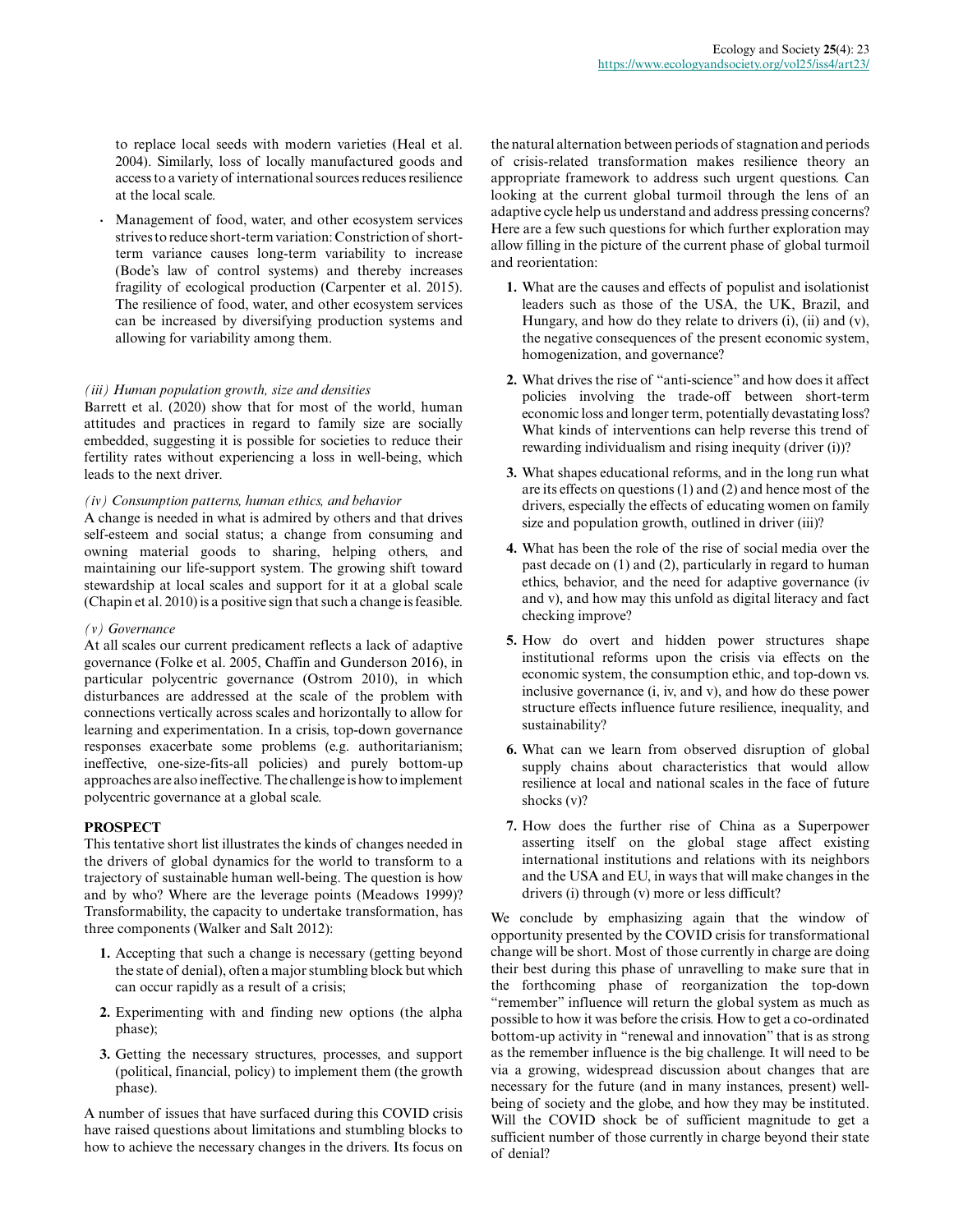to replace local seeds with modern varieties (Heal et al. 2004). Similarly, loss of locally manufactured goods and access to a variety of international sources reduces resilience at the local scale.

- Management of food, water, and other ecosystem services strives to reduce short-term variation: Constriction of short-term variance causes long-term variability to increase (Bode's law of control systems) and thereby increases fragility of ecological production (Carpenter et al. 2015). The resilience of food, water, and other ecosystem services can be increased by diversifying production systems and allowing for variability among them.

*(iii) Human population growth, size and densities*

Barrett et al. (2020) show that for most of the world, human attitudes and practices in regard to family size are socially embedded, suggesting it is possible for societies to reduce their fertility rates without experiencing a loss in well-being, which leads to the next driver.

*(iv) Consumption patterns, human ethics, and behavior*

A change is needed in what is admired by others and that drives self-esteem and social status; a change from consuming and owning material goods to sharing, helping others, and maintaining our life-support system. The growing shift toward stewardship at local scales and support for it at a global scale (Chapin et al. 2010) is a positive sign that such a change is feasible.

*(v) Governance*

At all scales our current predicament reflects a lack of adaptive governance (Folke et al. 2005, Chaffin and Gunderson 2016), in particular polycentric governance (Ostrom 2010), in which disturbances are addressed at the scale of the problem with connections vertically across scales and horizontally to allow for learning and experimentation. In a crisis, top-down governance responses exacerbate some problems (e.g. authoritarianism; ineffective, one-size-fits-all policies) and purely bottom-up approaches are also ineffective. The challenge is how to implement polycentric governance at a global scale.

## PROSPECT

This tentative short list illustrates the kinds of changes needed in the drivers of global dynamics for the world to transform to a trajectory of sustainable human well-being. The question is how and by who? Where are the leverage points (Meadows 1999)? Transformability, the capacity to undertake transformation, has three components (Walker and Salt 2012):

1. Accepting that such a change is necessary (getting beyond the state of denial), often a major stumbling block but which can occur rapidly as a result of a crisis;
2. Experimenting with and finding new options (the alpha phase);
3. Getting the necessary structures, processes, and support (political, financial, policy) to implement them (the growth phase).

A number of issues that have surfaced during this COVID crisis have raised questions about limitations and stumbling blocks to how to achieve the necessary changes in the drivers. Its focus on the natural alternation between periods of stagnation and periods of crisis-related transformation makes resilience theory an appropriate framework to address such urgent questions. Can looking at the current global turmoil through the lens of an adaptive cycle help us understand and address pressing concerns? Here are a few such questions for which further exploration may allow filling in the picture of the current phase of global turmoil and reorientation:

1. What are the causes and effects of populist and isolationist leaders such as those of the USA, the UK, Brazil, and Hungary, and how do they relate to drivers (i), (ii) and (v), the negative consequences of the present economic system, homogenization, and governance?
2. What drives the rise of "anti-science" and how does it affect policies involving the trade-off between short-term economic loss and longer term, potentially devastating loss? What kinds of interventions can help reverse this trend of rewarding individualism and rising inequity (driver (i))?
3. What shapes educational reforms, and in the long run what are its effects on questions (1) and (2) and hence most of the drivers, especially the effects of educating women on family size and population growth, outlined in driver (iii)?
4. What has been the role of the rise of social media over the past decade on (1) and (2), particularly in regard to human ethics, behavior, and the need for adaptive governance (iv and v), and how may this unfold as digital literacy and fact checking improve?
5. How do overt and hidden power structures shape institutional reforms upon the crisis via effects on the economic system, the consumption ethic, and top-down vs. inclusive governance (i, iv, and v), and how do these power structure effects influence future resilience, inequality, and sustainability?
6. What can we learn from observed disruption of global supply chains about characteristics that would allow resilience at local and national scales in the face of future shocks (v)?
7. How does the further rise of China as a Superpower asserting itself on the global stage affect existing international institutions and relations with its neighbors and the USA and EU, in ways that will make changes in the drivers (i) through (v) more or less difficult?

We conclude by emphasizing again that the window of opportunity presented by the COVID crisis for transformational change will be short. Most of those currently in charge are doing their best during this phase of unravelling to make sure that in the forthcoming phase of reorganization the top-down "remember" influence will return the global system as much as possible to how it was before the crisis. How to get a co-ordinated bottom-up activity in "renewal and innovation" that is as strong as the remember influence is the big challenge. It will need to be via a growing, widespread discussion about changes that are necessary for the future (and in many instances, present) well-being of society and the globe, and how they may be instituted. Will the COVID shock be of sufficient magnitude to get a sufficient number of those currently in charge beyond their state of denial?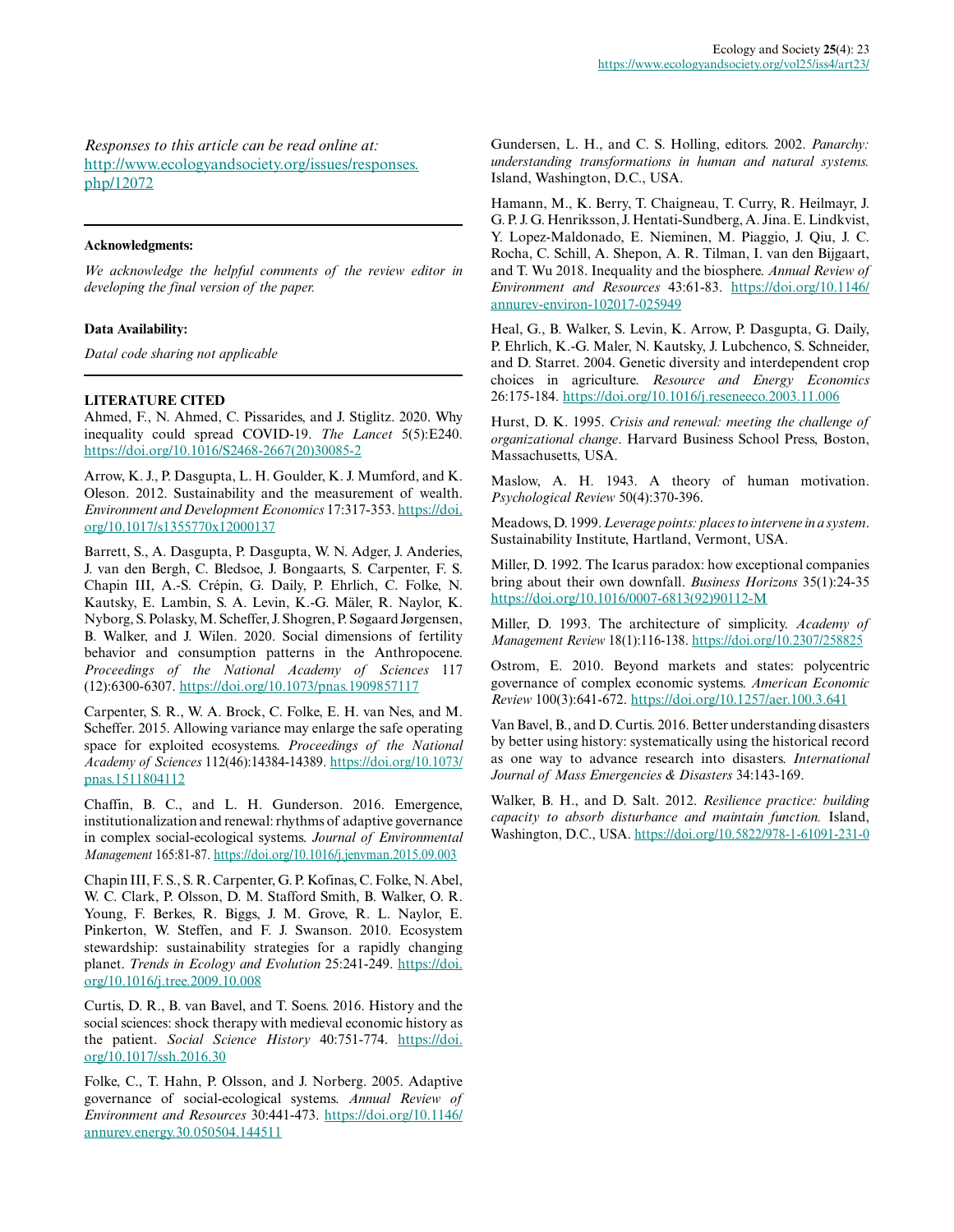*Responses to this article can be read online at:*
[http://www.ecologyandsociety.org/issues/responses.php/12072](http://www.ecologyandsociety.org/issues/responses.php/12072)

---

**Acknowledgments:**

*We acknowledge the helpful comments of the review editor in developing the final version of the paper.*

**Data Availability:**

*Datal code sharing not applicable*

---

**LITERATURE CITED**

Ahmed, F., N. Ahmed, C. Pissarides, and J. Stiglitz. 2020. Why inequality could spread COVID-19. *The Lancet* 5(5):E240. https://doi.org/10.1016/S2468-2667(20)30085-2

Arrow, K. J., P. Dasgupta, L. H. Goulder, K. J. Mumford, and K. Oleson. 2012. Sustainability and the measurement of wealth. *Environment and Development Economics* 17:317-353. https://doi.org/10.1017/s1355770x12000137

Barrett, S., A. Dasgupta, P. Dasgupta, W. N. Adger, J. Anderies, J. van den Bergh, C. Bledsoe, J. Bongaarts, S. Carpenter, F. S. Chapin III, A.-S. Crépin, G. Daily, P. Ehrlich, C. Folke, N. Kautsky, E. Lambin, S. A. Levin, K.-G. Mäler, R. Naylor, K. Nyborg, S. Polasky, M. Scheffer, J. Shogren, P. Søgaard Jørgensen, B. Walker, and J. Wilen. 2020. Social dimensions of fertility behavior and consumption patterns in the Anthropocene. *Proceedings of the National Academy of Sciences* 117 (12):6300-6307. https://doi.org/10.1073/pnas.1909857117

Carpenter, S. R., W. A. Brock, C. Folke, E. H. van Nes, and M. Scheffer. 2015. Allowing variance may enlarge the safe operating space for exploited ecosystems. *Proceedings of the National Academy of Sciences* 112(46):14384-14389. https://doi.org/10.1073/pnas.1511804112

Chaffin, B. C., and L. H. Gunderson. 2016. Emergence, institutionalization and renewal: rhythms of adaptive governance in complex social-ecological systems. *Journal of Environmental Management* 165:81-87. https://doi.org/10.1016/j.jenvman.2015.09.003

Chapin III, F. S., S. R. Carpenter, G. P. Kofinas, C. Folke, N. Abel, W. C. Clark, P. Olsson, D. M. Stafford Smith, B. Walker, O. R. Young, F. Berkes, R. Biggs, J. M. Grove, R. L. Naylor, E. Pinkerton, W. Steffen, and F. J. Swanson. 2010. Ecosystem stewardship: sustainability strategies for a rapidly changing planet. *Trends in Ecology and Evolution* 25:241-249. https://doi.org/10.1016/j.tree.2009.10.008

Curtis, D. R., B. van Bavel, and T. Soens. 2016. History and the social sciences: shock therapy with medieval economic history as the patient. *Social Science History* 40:751-774. https://doi.org/10.1017/ssh.2016.30

Folke, C., T. Hahn, P. Olsson, and J. Norberg. 2005. Adaptive governance of social-ecological systems. *Annual Review of Environment and Resources* 30:441-473. https://doi.org/10.1146/annurev.energy.30.050504.144511

Gundersen, L. H., and C. S. Holling, editors. 2002. *Panarchy: understanding transformations in human and natural systems.* Island, Washington, D.C., USA.

Hamann, M., K. Berry, T. Chaigneau, T. Curry, R. Heilmayr, J. G. P. J. G. Henriksson, J. Hentati-Sundberg, A. Jina. E. Lindkvist, Y. Lopez-Maldonado, E. Nieminen, M. Piaggio, J. Qiu, J. C. Rocha, C. Schill, A. Shepon, A. R. Tilman, I. van den Bijgaart, and T. Wu 2018. Inequality and the biosphere. *Annual Review of Environment and Resources* 43:61-83. https://doi.org/10.1146/annurev-environ-102017-025949

Heal, G., B. Walker, S. Levin, K. Arrow, P. Dasgupta, G. Daily, P. Ehrlich, K.-G. Maler, N. Kautsky, J. Lubchenco, S. Schneider, and D. Starrett. 2004. Genetic diversity and interdependent crop choices in agriculture. *Resource and Energy Economics* 26:175-184. https://doi.org/10.1016/j.reseneeco.2003.11.006

Hurst, D. K. 1995. *Crisis and renewal: meeting the challenge of organizational change*. Harvard Business School Press, Boston, Massachusetts, USA.

Maslow, A. H. 1943. A theory of human motivation. *Psychological Review* 50(4):370-396.

Meadows, D. 1999. *Leverage points: places to intervene in a system*. Sustainability Institute, Hartland, Vermont, USA.

Miller, D. 1992. The Icarus paradox: how exceptional companies bring about their own downfall. *Business Horizons* 35(1):24-35 https://doi.org/10.1016/0007-6813(92)90112-M

Miller, D. 1993. The architecture of simplicity. *Academy of Management Review* 18(1):116-138. https://doi.org/10.2307/258825

Ostrom, E. 2010. Beyond markets and states: polycentric governance of complex economic systems. *American Economic Review* 100(3):641-672. https://doi.org/10.1257/aer.100.3.641

Van Bavel, B., and D. Curtis. 2016. Better understanding disasters by better using history: systematically using the historical record as one way to advance research into disasters. *International Journal of Mass Emergencies & Disasters* 34:143-169.

Walker, B. H., and D. Salt. 2012. *Resilience practice: building capacity to absorb disturbance and maintain function.* Island, Washington, D.C., USA. https://doi.org/10.5822/978-1-61091-231-0